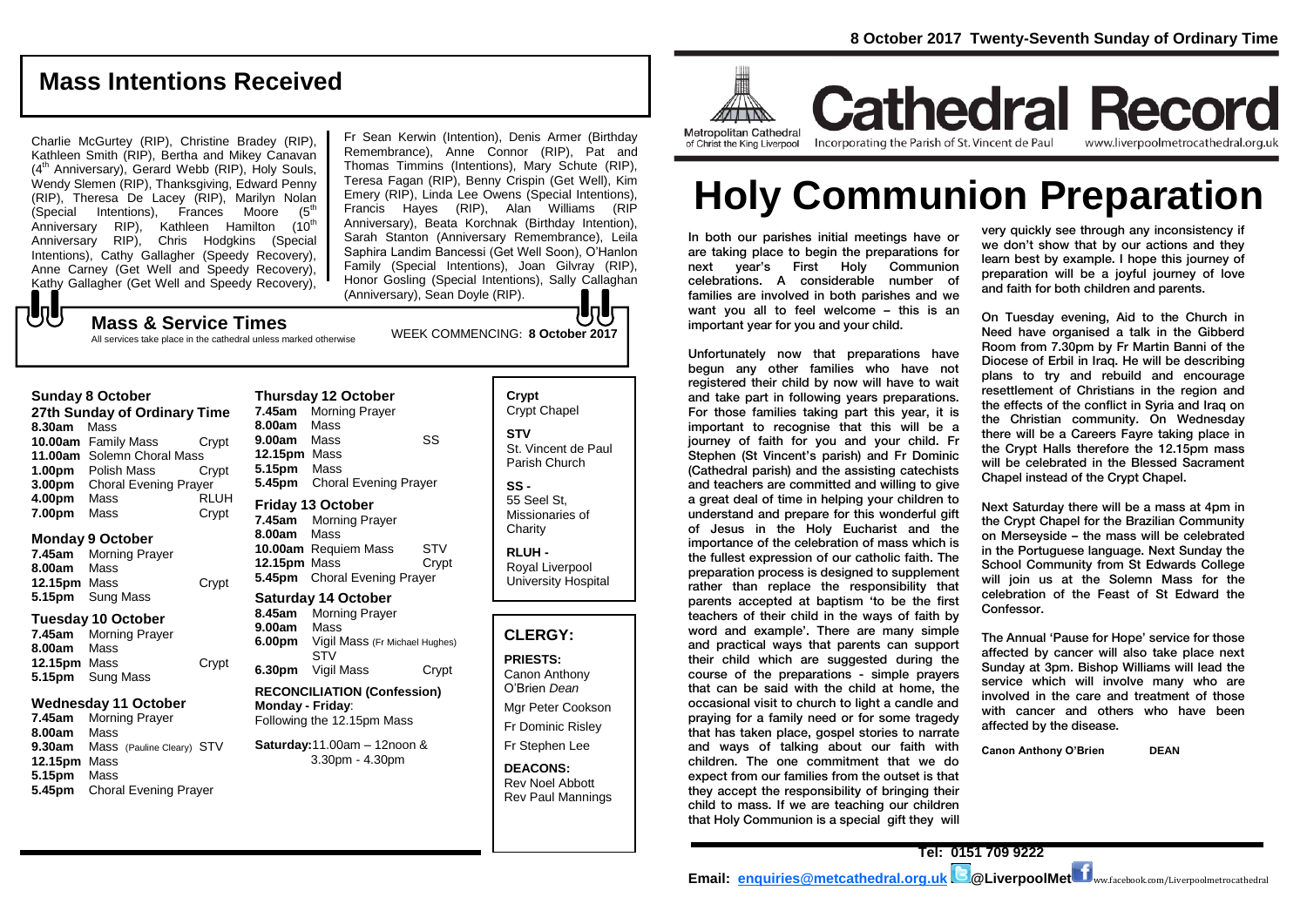# Mass Intentions Received

Charlie McGurtey (RIP), Christine Bradey (RIP), Kathleen Smith (RIP), Bertha and Mikey Canavan (4th Anniversary), Gerard Webb (RIP), Holy Souls, Wendy Slemen (RIP), Thanksgiving, Edward Penny (RIP), Theresa De Lacey (RIP), Marilyn Nolan (Special Intentions), Frances Moore (5th Anniversary RIP), Kathleen Hamilton (10th Anniversary RIP), Chris Hodgkins (Special Intentions), Cathy Gallagher (Speedy Recovery), Anne Carney (Get Well and Speedy Recovery), Kathy Gallagher (Get Well and Speedy Recovery), Fr Sean Kerwin (Intention), Denis Armer (Birthday Remembrance), Anne Connor (RIP), Pat and Thomas Timmins (Intentions), Mary Schute (RIP), Teresa Fagan (RIP), Benny Crispin (Get Well), Kim Emery (RIP), Linda Lee Owens (Special Intentions), Francis Hayes (RIP), Alan Williams (RIP Anniversary), Beata Korchnak (Birthday Intention), Sarah Stanton (Anniversary Remembrance), Leila Saphira Landim Bancessi (Get Well Soon), O'Hanlon Family (Special Intentions), Joan Gilvray (RIP), Honor Gosling (Special Intentions), Sally Callaghan (Anniversary), Sean Doyle (RIP).

## Mass & Service Times

All services take place in the cathedral unless marked otherwise

WEEK COMMENCING: **8 October 2017**

### Sunday 8 October
**27th Sunday of Ordinary Time**

| | | |
|---|---|---|
| **8.30am** | Mass | |
| **10.00am** | Family Mass | Crypt |
| **11.00am** | Solemn Choral Mass | |
| **1.00pm** | Polish Mass | Crypt |
| **3.00pm** | Choral Evening Prayer | |
| **4.00pm** | Mass | RLUH |
| **7.00pm** | Mass | Crypt |

### Monday 9 October

| | | |
|---|---|---|
| **7.45am** | Morning Prayer | |
| **8.00am** | Mass | |
| **12.15pm** | Mass | Crypt |
| **5.15pm** | Sung Mass | |

### Tuesday 10 October

| | | |
|---|---|---|
| **7.45am** | Morning Prayer | |
| **8.00am** | Mass | |
| **12.15pm** | Mass | Crypt |
| **5.15pm** | Sung Mass | |

### Wednesday 11 October

| | | |
|---|---|---|
| **7.45am** | Morning Prayer | |
| **8.00am** | Mass | |
| **9.30am** | Mass (Pauline Cleary) | STV |
| **12.15pm** | Mass | |
| **5.15pm** | Mass | |
| **5.45pm** | Choral Evening Prayer | |

### Thursday 12 October

| | | |
|---|---|---|
| **7.45am** | Morning Prayer | |
| **8.00am** | Mass | |
| **9.00am** | Mass | SS |
| **12.15pm** | Mass | |
| **5.15pm** | Mass | |
| **5.45pm** | Choral Evening Prayer | |

### Friday 13 October

| | | |
|---|---|---|
| **7.45am** | Morning Prayer | |
| **8.00am** | Mass | |
| **10.00am** | Requiem Mass | STV |
| **12.15pm** | Mass | Crypt |
| **5.45pm** | Choral Evening Prayer | |

### Saturday 14 October

| | | |
|---|---|---|
| **8.45am** | Morning Prayer | |
| **9.00am** | Mass | |
| **6.00pm** | Vigil Mass (Fr Michael Hughes) | STV |
| **6.30pm** | Vigil Mass | Crypt |

**RECONCILIATION (Confession)**
**Monday - Friday**: Following the 12.15pm Mass

**Saturday:** 11.00am – 12noon & 3.30pm - 4.30pm

**Crypt**
Crypt Chapel

**STV**
St. Vincent de Paul Parish Church

**SS -**
55 Seel St, Missionaries of Charity

**RLUH -**
Royal Liverpool University Hospital

## CLERGY:

**PRIESTS:**
Canon Anthony O'Brien *Dean*
Mgr Peter Cookson
Fr Dominic Risley
Fr Stephen Lee

**DEACONS:**
Rev Noel Abbott
Rev Paul Mannings

**8 October 2017 Twenty-Seventh Sunday of Ordinary Time**

Metropolitan Cathedral of Christ the King Liverpool

# Cathedral Record

Incorporating the Parish of St. Vincent de Paul — www.liverpoolmetrocathedral.org.uk

# Holy Communion Preparation

In both our parishes initial meetings have or are taking place to begin the preparations for next year's First Holy Communion celebrations. A considerable number of families are involved in both parishes and we want you all to feel welcome – this is an important year for you and your child.

Unfortunately now that preparations have begun any other families who have not registered their child by now will have to wait and take part in following years preparations. For those families taking part this year, it is important to recognise that this will be a journey of faith for you and your child. Fr Stephen (St Vincent's parish) and Fr Dominic (Cathedral parish) and the assisting catechists and teachers are committed and willing to give a great deal of time in helping your children to understand and prepare for this wonderful gift of Jesus in the Holy Eucharist and the importance of the celebration of mass which is the fullest expression of our catholic faith. The preparation process is designed to supplement rather than replace the responsibility that parents accepted at baptism 'to be the first teachers of their child in the ways of faith by word and example'. There are many simple and practical ways that parents can support their child which are suggested during the course of the preparations - simple prayers that can be said with the child at home, the occasional visit to church to light a candle and praying for a family need or for some tragedy that has taken place, gospel stories to narrate and ways of talking about our faith with children. The one commitment that we do expect from our families from the outset is that they accept the responsibility of bringing their child to mass. If we are teaching our children that Holy Communion is a special gift they will very quickly see through any inconsistency if we don't show that by our actions and they learn best by example. I hope this journey of preparation will be a joyful journey of love and faith for both children and parents.

On Tuesday evening, Aid to the Church in Need have organised a talk in the Gibberd Room from 7.30pm by Fr Martin Banni of the Diocese of Erbil in Iraq. He will be describing plans to try and rebuild and encourage resettlement of Christians in the region and the effects of the conflict in Syria and Iraq on the Christian community. On Wednesday there will be a Careers Fayre taking place in the Crypt Halls therefore the 12.15pm mass will be celebrated in the Blessed Sacrament Chapel instead of the Crypt Chapel.

Next Saturday there will be a mass at 4pm in the Crypt Chapel for the Brazilian Community on Merseyside – the mass will be celebrated in the Portuguese language. Next Sunday the School Community from St Edwards College will join us at the Solemn Mass for the celebration of the Feast of St Edward the Confessor.

The Annual 'Pause for Hope' service for those affected by cancer will also take place next Sunday at 3pm. Bishop Williams will lead the service which will involve many who are involved in the care and treatment of those with cancer and others who have been affected by the disease.

**Canon Anthony O'Brien DEAN**

**Tel: 0151 709 9222**

**Email: enquiries@metcathedral.org.uk** @LiverpoolMet www.facebook.com/Liverpoolmetrocathedral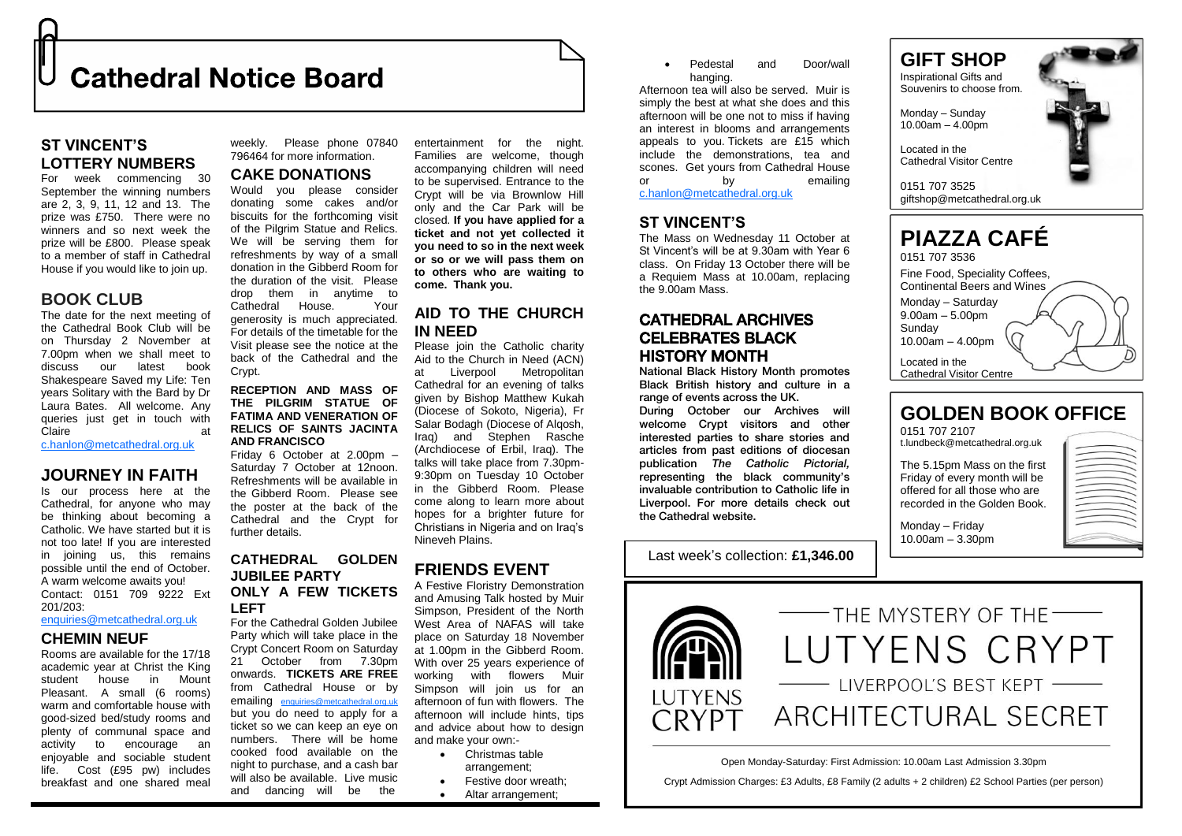# Cathedral Notice Board

## ST VINCENT'S LOTTERY NUMBERS

For week commencing 30 September the winning numbers are 2, 3, 9, 11, 12 and 13. The prize was £750. There were no winners and so next week the prize will be £800. Please speak to a member of staff in Cathedral House if you would like to join up.

## BOOK CLUB

The date for the next meeting of the Cathedral Book Club will be on Thursday 2 November at 7.00pm when we shall meet to discuss our latest book Shakespeare Saved my Life: Ten years Solitary with the Bard by Dr Laura Bates. All welcome. Any queries just get in touch with Claire at c.hanlon@metcathedral.org.uk

## JOURNEY IN FAITH

Is our process here at the Cathedral, for anyone who may be thinking about becoming a Catholic. We have started but it is not too late! If you are interested in joining us, this remains possible until the end of October. A warm welcome awaits you! Contact: 0151 709 9222 Ext 201/203: enquiries@metcathedral.org.uk

## CHEMIN NEUF

Rooms are available for the 17/18 academic year at Christ the King student house in Mount Pleasant. A small (6 rooms) warm and comfortable house with good-sized bed/study rooms and plenty of communal space and activity to encourage an enjoyable and sociable student life. Cost (£95 pw) includes breakfast and one shared meal weekly. Please phone 07840 796464 for more information.

## CAKE DONATIONS

Would you please consider donating some cakes and/or biscuits for the forthcoming visit of the Pilgrim Statue and Relics. We will be serving them for refreshments by way of a small donation in the Gibberd Room for the duration of the visit. Please drop them in anytime to Cathedral House. Your generosity is much appreciated. For details of the timetable for the Visit please see the notice at the back of the Cathedral and the Crypt.

**RECEPTION AND MASS OF THE PILGRIM STATUE OF FATIMA AND VENERATION OF RELICS OF SAINTS JACINTA AND FRANCISCO**

Friday 6 October at 2.00pm – Saturday 7 October at 12noon. Refreshments will be available in the Gibberd Room. Please see the poster at the back of the Cathedral and the Crypt for further details.

## CATHEDRAL GOLDEN JUBILEE PARTY ONLY A FEW TICKETS LEFT

For the Cathedral Golden Jubilee Party which will take place in the Crypt Concert Room on Saturday 21 October from 7.30pm onwards. **TICKETS ARE FREE** from Cathedral House or by emailing enquiries@metcathedral.org.uk but you do need to apply for a ticket so we can keep an eye on numbers. There will be home cooked food available on the night to purchase, and a cash bar will also be available. Live music and dancing will be the entertainment for the night. Families are welcome, though accompanying children will need to be supervised. Entrance to the Crypt will be via Brownlow Hill only and the Car Park will be closed. **If you have applied for a ticket and not yet collected it you need to so in the next week or so or we will pass them on to others who are waiting to come. Thank you.**

## AID TO THE CHURCH IN NEED

Please join the Catholic charity Aid to the Church in Need (ACN) at Liverpool Metropolitan Cathedral for an evening of talks given by Bishop Matthew Kukah (Diocese of Sokoto, Nigeria), Fr Salar Bodagh (Diocese of Alqosh, Iraq) and Stephen Rasche (Archdiocese of Erbil, Iraq). The talks will take place from 7.30pm-9:30pm on Tuesday 10 October in the Gibberd Room. Please come along to learn more about hopes for a brighter future for Christians in Nigeria and on Iraq's Nineveh Plains.

## FRIENDS EVENT

A Festive Floristry Demonstration and Amusing Talk hosted by Muir Simpson, President of the North West Area of NAFAS will take place on Saturday 18 November at 1.00pm in the Gibberd Room. With over 25 years experience of working with flowers Muir Simpson will join us for an afternoon of fun with flowers. The afternoon will include hints, tips and advice about how to design and make your own:-

- Christmas table arrangement;
- Festive door wreath;
- Altar arrangement;
- Pedestal and Door/wall hanging.

Afternoon tea will also be served. Muir is simply the best at what she does and this afternoon will be one not to miss if having an interest in blooms and arrangements appeals to you. Tickets are £15 which include the demonstrations, tea and scones. Get yours from Cathedral House or by emailing c.hanlon@metcathedral.org.uk

## ST VINCENT'S

The Mass on Wednesday 11 October at St Vincent's will be at 9.30am with Year 6 class. On Friday 13 October there will be a Requiem Mass at 10.00am, replacing the 9.00am Mass.

## CATHEDRAL ARCHIVES CELEBRATES BLACK HISTORY MONTH

**National Black History Month promotes Black British history and culture in a range of events across the UK.**

**During October our Archives will welcome Crypt visitors and other interested parties to share stories and articles from past editions of diocesan publication *The Catholic Pictorial,* representing the black community's invaluable contribution to Catholic life in Liverpool. For more details check out the Cathedral website.**

Last week's collection: **£1,346.00**

## GIFT SHOP

Inspirational Gifts and Souvenirs to choose from.

Monday – Sunday
10.00am – 4.00pm

Located in the Cathedral Visitor Centre

0151 707 3525
giftshop@metcathedral.org.uk

## PIAZZA CAFÉ

0151 707 3536

Fine Food, Speciality Coffees, Continental Beers and Wines

Monday – Saturday
9.00am – 5.00pm
Sunday
10.00am – 4.00pm

Located in the Cathedral Visitor Centre

## GOLDEN BOOK OFFICE

0151 707 2107
t.lundbeck@metcathedral.org.uk

The 5.15pm Mass on the first Friday of every month will be offered for all those who are recorded in the Golden Book.

Monday – Friday
10.00am – 3.30pm

LUTYENS CRYPT

THE MYSTERY OF THE LUTYENS CRYPT

LIVERPOOL'S BEST KEPT ARCHITECTURAL SECRET

Open Monday-Saturday: First Admission: 10.00am Last Admission 3.30pm

Crypt Admission Charges: £3 Adults, £8 Family (2 adults + 2 children) £2 School Parties (per person)